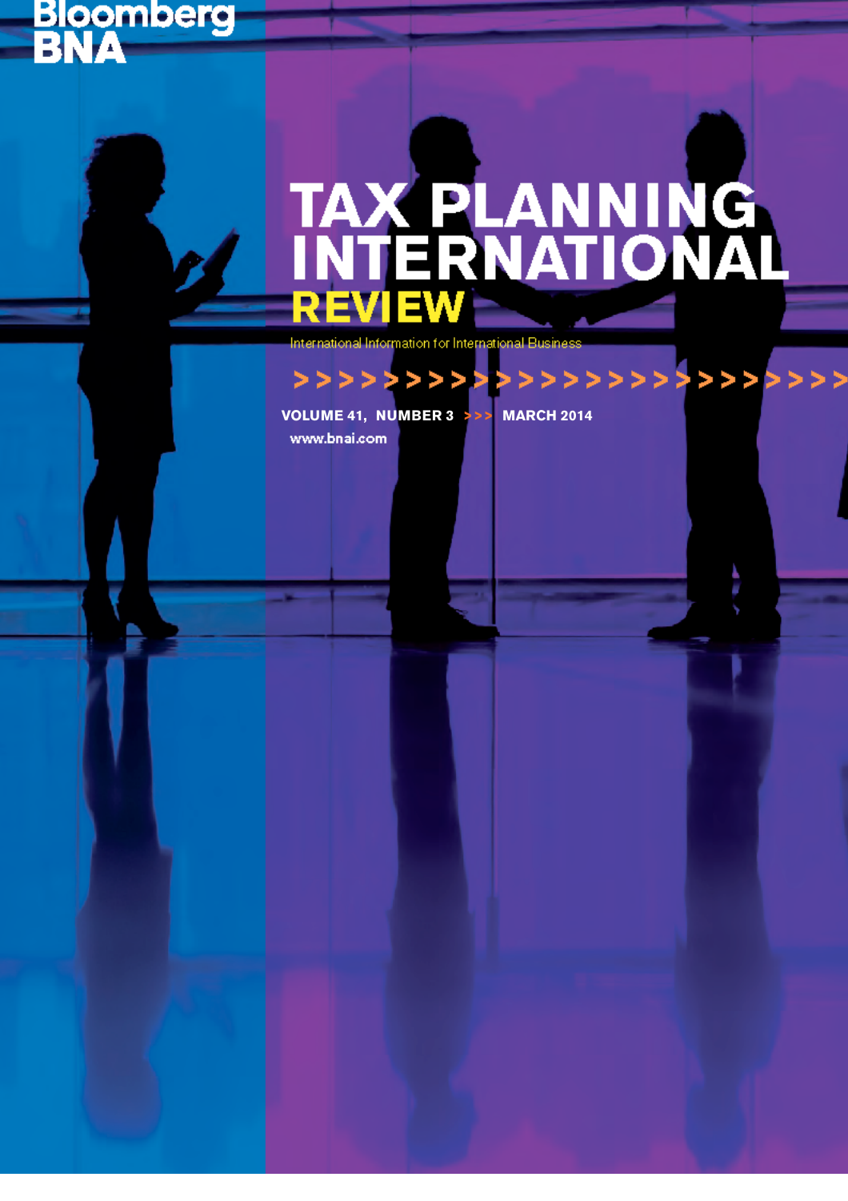Bloomberg BNA

# TAX PLANNING INTERNATIONAL REVIEW

International Information for International Business

**VOLUME 41, NUMBER 3 >>> MARCH 2014**

www.bnai.com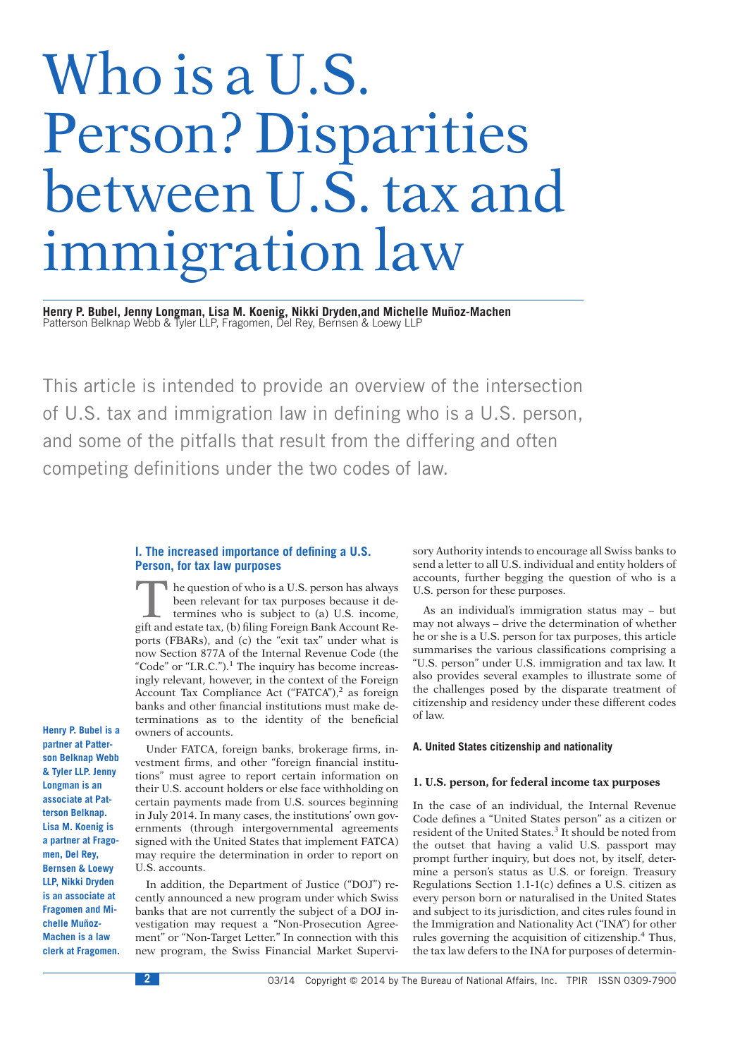# Who is a U.S. Person? Disparities between U.S. tax and immigration law

**Henry P. Bubel, Jenny Longman, Lisa M. Koenig, Nikki Dryden,and Michelle Muñoz-Machen**
Patterson Belknap Webb & Tyler LLP, Fragomen, Del Rey, Bernsen & Loewy LLP

This article is intended to provide an overview of the intersection of U.S. tax and immigration law in defining who is a U.S. person, and some of the pitfalls that result from the differing and often competing definitions under the two codes of law.

**Henry P. Bubel is a partner at Patterson Belknap Webb & Tyler LLP. Jenny Longman is an associate at Patterson Belknap. Lisa M. Koenig is a partner at Fragomen, Del Rey, Bernsen & Loewy LLP, Nikki Dryden is an associate at Fragomen and Michelle Muñoz-Machen is a law clerk at Fragomen.**

## I. The increased importance of defining a U.S. Person, for tax law purposes

The question of who is a U.S. person has always been relevant for tax purposes because it determines who is subject to (a) U.S. income, gift and estate tax, (b) filing Foreign Bank Account Reports (FBARs), and (c) the "exit tax" under what is now Section 877A of the Internal Revenue Code (the "Code" or "I.R.C.").[1] The inquiry has become increasingly relevant, however, in the context of the Foreign Account Tax Compliance Act ("FATCA"),[2] as foreign banks and other financial institutions must make determinations as to the identity of the beneficial owners of accounts.

Under FATCA, foreign banks, brokerage firms, investment firms, and other "foreign financial institutions" must agree to report certain information on their U.S. account holders or else face withholding on certain payments made from U.S. sources beginning in July 2014. In many cases, the institutions' own governments (through intergovernmental agreements signed with the United States that implement FATCA) may require the determination in order to report on U.S. accounts.

In addition, the Department of Justice ("DOJ") recently announced a new program under which Swiss banks that are not currently the subject of a DOJ investigation may request a "Non-Prosecution Agreement" or "Non-Target Letter." In connection with this new program, the Swiss Financial Market Supervisory Authority intends to encourage all Swiss banks to send a letter to all U.S. individual and entity holders of accounts, further begging the question of who is a U.S. person for these purposes.

As an individual's immigration status may – but may not always – drive the determination of whether he or she is a U.S. person for tax purposes, this article summarises the various classifications comprising a "U.S. person" under U.S. immigration and tax law. It also provides several examples to illustrate some of the challenges posed by the disparate treatment of citizenship and residency under these different codes of law.

### A. United States citizenship and nationality

#### 1. U.S. person, for federal income tax purposes

In the case of an individual, the Internal Revenue Code defines a "United States person" as a citizen or resident of the United States.[3] It should be noted from the outset that having a valid U.S. passport may prompt further inquiry, but does not, by itself, determine a person's status as U.S. or foreign. Treasury Regulations Section 1.1-1(c) defines a U.S. citizen as every person born or naturalised in the United States and subject to its jurisdiction, and cites rules found in the Immigration and Nationality Act ("INA") for other rules governing the acquisition of citizenship.[4] Thus, the tax law defers to the INA for purposes of determin-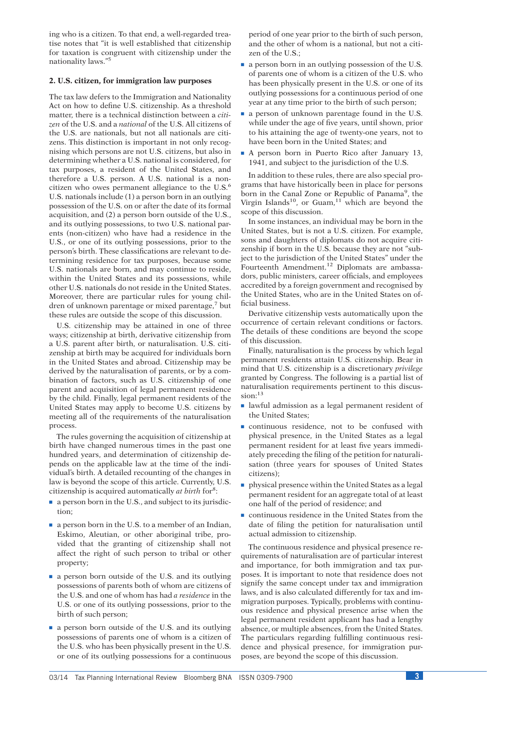ing who is a citizen. To that end, a well-regarded treatise notes that "it is well established that citizenship for taxation is congruent with citizenship under the nationality laws."[5]

### 2. U.S. citizen, for immigration law purposes

The tax law defers to the Immigration and Nationality Act on how to define U.S. citizenship. As a threshold matter, there is a technical distinction between a *citizen* of the U.S. and a *national* of the U.S. All citizens of the U.S. are nationals, but not all nationals are citizens. This distinction is important in not only recognising which persons are not U.S. citizens, but also in determining whether a U.S. national is considered, for tax purposes, a resident of the United States, and therefore a U.S. person. A U.S. national is a non-citizen who owes permanent allegiance to the U.S.[6] U.S. nationals include (1) a person born in an outlying possession of the U.S. on or after the date of its formal acquisition, and (2) a person born outside of the U.S., and its outlying possessions, to two U.S. national parents (non-citizen) who have had a residence in the U.S., or one of its outlying possessions, prior to the person's birth. These classifications are relevant to determining residence for tax purposes, because some U.S. nationals are born, and may continue to reside, within the United States and its possessions, while other U.S. nationals do not reside in the United States. Moreover, there are particular rules for young children of unknown parentage or mixed parentage,[7] but these rules are outside the scope of this discussion.

U.S. citizenship may be attained in one of three ways; citizenship at birth, derivative citizenship from a U.S. parent after birth, or naturalisation. U.S. citizenship at birth may be acquired for individuals born in the United States and abroad. Citizenship may be derived by the naturalisation of parents, or by a combination of factors, such as U.S. citizenship of one parent and acquisition of legal permanent residence by the child. Finally, legal permanent residents of the United States may apply to become U.S. citizens by meeting all of the requirements of the naturalisation process.

The rules governing the acquisition of citizenship at birth have changed numerous times in the past one hundred years, and determination of citizenship depends on the applicable law at the time of the individual's birth. A detailed recounting of the changes in law is beyond the scope of this article. Currently, U.S. citizenship is acquired automatically *at birth* for[8]:

- a person born in the U.S., and subject to its jurisdiction;
- a person born in the U.S. to a member of an Indian, Eskimo, Aleutian, or other aboriginal tribe, provided that the granting of citizenship shall not affect the right of such person to tribal or other property;
- a person born outside of the U.S. and its outlying possessions of parents both of whom are citizens of the U.S. and one of whom has had *a residence* in the U.S. or one of its outlying possessions, prior to the birth of such person;
- a person born outside of the U.S. and its outlying possessions of parents one of whom is a citizen of the U.S. who has been physically present in the U.S. or one of its outlying possessions for a continuous period of one year prior to the birth of such person, and the other of whom is a national, but not a citizen of the U.S.;
- a person born in an outlying possession of the U.S. of parents one of whom is a citizen of the U.S. who has been physically present in the U.S. or one of its outlying possessions for a continuous period of one year at any time prior to the birth of such person;
- a person of unknown parentage found in the U.S. while under the age of five years, until shown, prior to his attaining the age of twenty-one years, not to have been born in the United States; and
- A person born in Puerto Rico after January 13, 1941, and subject to the jurisdiction of the U.S.

In addition to these rules, there are also special programs that have historically been in place for persons born in the Canal Zone or Republic of Panama[9], the Virgin Islands[10], or Guam,[11] which are beyond the scope of this discussion.

In some instances, an individual may be born in the United States, but is not a U.S. citizen. For example, sons and daughters of diplomats do not acquire citizenship if born in the U.S. because they are not "subject to the jurisdiction of the United States" under the Fourteenth Amendment.[12] Diplomats are ambassadors, public ministers, career officials, and employees accredited by a foreign government and recognised by the United States, who are in the United States on official business.

Derivative citizenship vests automatically upon the occurrence of certain relevant conditions or factors. The details of these conditions are beyond the scope of this discussion.

Finally, naturalisation is the process by which legal permanent residents attain U.S. citizenship. Bear in mind that U.S. citizenship is a discretionary *privilege* granted by Congress. The following is a partial list of naturalisation requirements pertinent to this discussion:[13]

- lawful admission as a legal permanent resident of the United States;
- continuous residence, not to be confused with physical presence, in the United States as a legal permanent resident for at least five years immediately preceding the filing of the petition for naturalisation (three years for spouses of United States citizens);
- physical presence within the United States as a legal permanent resident for an aggregate total of at least one half of the period of residence; and
- continuous residence in the United States from the date of filing the petition for naturalisation until actual admission to citizenship.

The continuous residence and physical presence requirements of naturalisation are of particular interest and importance, for both immigration and tax purposes. It is important to note that residence does not signify the same concept under tax and immigration laws, and is also calculated differently for tax and immigration purposes. Typically, problems with continuous residence and physical presence arise when the legal permanent resident applicant has had a lengthy absence, or multiple absences, from the United States. The particulars regarding fulfilling continuous residence and physical presence, for immigration purposes, are beyond the scope of this discussion.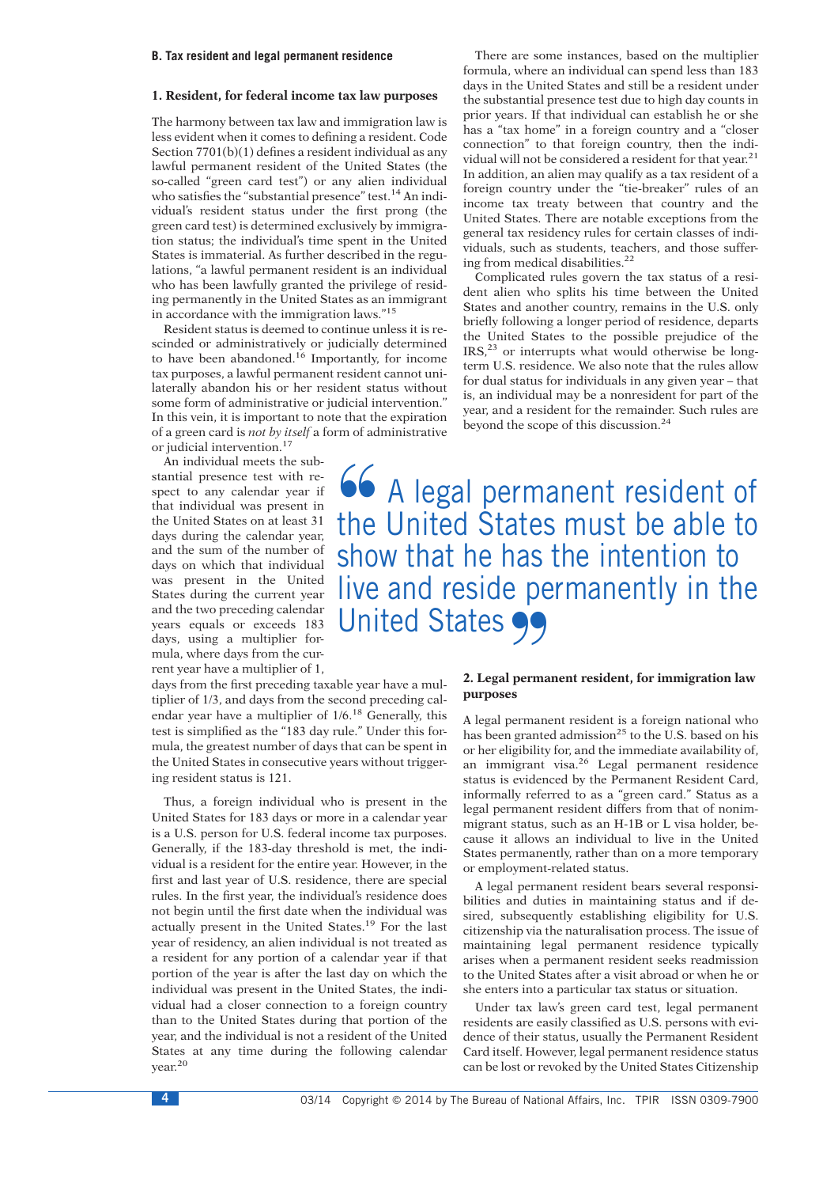## B. Tax resident and legal permanent residence

### 1. Resident, for federal income tax law purposes

The harmony between tax law and immigration law is less evident when it comes to defining a resident. Code Section 7701(b)(1) defines a resident individual as any lawful permanent resident of the United States (the so-called "green card test") or any alien individual who satisfies the "substantial presence" test.[14] An individual's resident status under the first prong (the green card test) is determined exclusively by immigration status; the individual's time spent in the United States is immaterial. As further described in the regulations, "a lawful permanent resident is an individual who has been lawfully granted the privilege of residing permanently in the United States as an immigrant in accordance with the immigration laws."[15]

Resident status is deemed to continue unless it is rescinded or administratively or judicially determined to have been abandoned.[16] Importantly, for income tax purposes, a lawful permanent resident cannot unilaterally abandon his or her resident status without some form of administrative or judicial intervention." In this vein, it is important to note that the expiration of a green card is *not by itself* a form of administrative or judicial intervention.[17]

An individual meets the substantial presence test with respect to any calendar year if that individual was present in the United States on at least 31 days during the calendar year, and the sum of the number of days on which that individual was present in the United States during the current year and the two preceding calendar years equals or exceeds 183 days, using a multiplier formula, where days from the current year have a multiplier of 1, days from the first preceding taxable year have a multiplier of 1/3, and days from the second preceding calendar year have a multiplier of 1/6.[18] Generally, this test is simplified as the "183 day rule." Under this formula, the greatest number of days that can be spent in the United States in consecutive years without triggering resident status is 121.

Thus, a foreign individual who is present in the United States for 183 days or more in a calendar year is a U.S. person for U.S. federal income tax purposes. Generally, if the 183-day threshold is met, the individual is a resident for the entire year. However, in the first and last year of U.S. residence, there are special rules. In the first year, the individual's residence does not begin until the first date when the individual was actually present in the United States.[19] For the last year of residency, an alien individual is not treated as a resident for any portion of a calendar year if that portion of the year is after the last day on which the individual was present in the United States, the individual had a closer connection to a foreign country than to the United States during that portion of the year, and the individual is not a resident of the United States at any time during the following calendar year.[20]

There are some instances, based on the multiplier formula, where an individual can spend less than 183 days in the United States and still be a resident under the substantial presence test due to high day counts in prior years. If that individual can establish he or she has a "tax home" in a foreign country and a "closer connection" to that foreign country, then the individual will not be considered a resident for that year.[21] In addition, an alien may qualify as a tax resident of a foreign country under the "tie-breaker" rules of an income tax treaty between that country and the United States. There are notable exceptions from the general tax residency rules for certain classes of individuals, such as students, teachers, and those suffering from medical disabilities.[22]

Complicated rules govern the tax status of a resident alien who splits his time between the United States and another country, remains in the U.S. only briefly following a longer period of residence, departs the United States to the possible prejudice of the IRS,[23] or interrupts what would otherwise be long-term U.S. residence. We also note that the rules allow for dual status for individuals in any given year – that is, an individual may be a nonresident for part of the year, and a resident for the remainder. Such rules are beyond the scope of this discussion.[24]

> "A legal permanent resident of the United States must be able to show that he has the intention to live and reside permanently in the United States"

### 2. Legal permanent resident, for immigration law purposes

A legal permanent resident is a foreign national who has been granted admission[25] to the U.S. based on his or her eligibility for, and the immediate availability of, an immigrant visa.[26] Legal permanent residence status is evidenced by the Permanent Resident Card, informally referred to as a "green card." Status as a legal permanent resident differs from that of nonimmigrant status, such as an H-1B or L visa holder, because it allows an individual to live in the United States permanently, rather than on a more temporary or employment-related status.

A legal permanent resident bears several responsibilities and duties in maintaining status and if desired, subsequently establishing eligibility for U.S. citizenship via the naturalisation process. The issue of maintaining legal permanent residence typically arises when a permanent resident seeks readmission to the United States after a visit abroad or when he or she enters into a particular tax status or situation.

Under tax law's green card test, legal permanent residents are easily classified as U.S. persons with evidence of their status, usually the Permanent Resident Card itself. However, legal permanent residence status can be lost or revoked by the United States Citizenship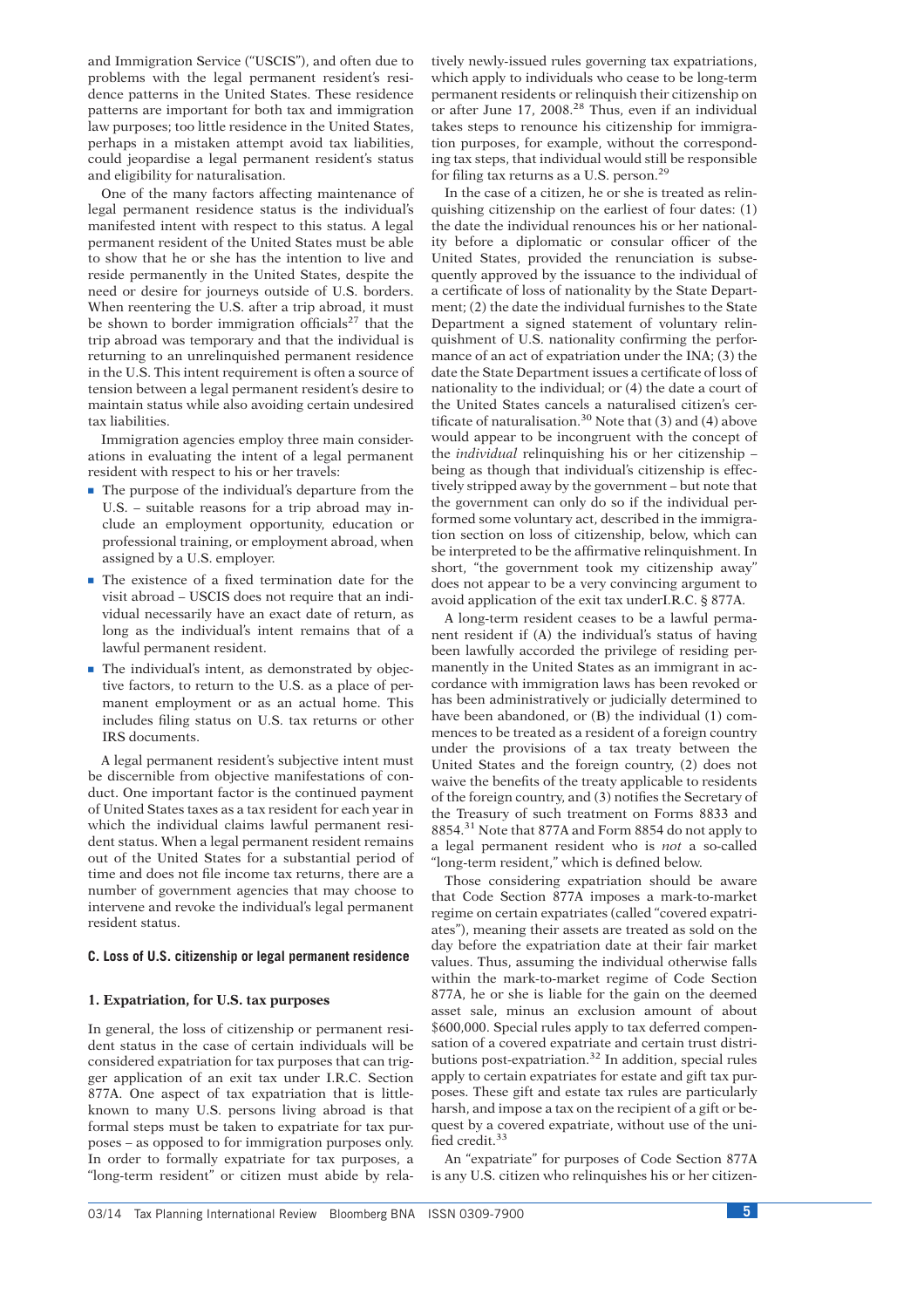and Immigration Service ("USCIS"), and often due to problems with the legal permanent resident's residence patterns in the United States. These residence patterns are important for both tax and immigration law purposes; too little residence in the United States, perhaps in a mistaken attempt avoid tax liabilities, could jeopardise a legal permanent resident's status and eligibility for naturalisation.

One of the many factors affecting maintenance of legal permanent residence status is the individual's manifested intent with respect to this status. A legal permanent resident of the United States must be able to show that he or she has the intention to live and reside permanently in the United States, despite the need or desire for journeys outside of U.S. borders. When reentering the U.S. after a trip abroad, it must be shown to border immigration officials[27] that the trip abroad was temporary and that the individual is returning to an unrelinquished permanent residence in the U.S. This intent requirement is often a source of tension between a legal permanent resident's desire to maintain status while also avoiding certain undesired tax liabilities.

Immigration agencies employ three main considerations in evaluating the intent of a legal permanent resident with respect to his or her travels:

- The purpose of the individual's departure from the U.S. – suitable reasons for a trip abroad may include an employment opportunity, education or professional training, or employment abroad, when assigned by a U.S. employer.
- The existence of a fixed termination date for the visit abroad – USCIS does not require that an individual necessarily have an exact date of return, as long as the individual's intent remains that of a lawful permanent resident.
- The individual's intent, as demonstrated by objective factors, to return to the U.S. as a place of permanent employment or as an actual home. This includes filing status on U.S. tax returns or other IRS documents.

A legal permanent resident's subjective intent must be discernible from objective manifestations of conduct. One important factor is the continued payment of United States taxes as a tax resident for each year in which the individual claims lawful permanent resident status. When a legal permanent resident remains out of the United States for a substantial period of time and does not file income tax returns, there are a number of government agencies that may choose to intervene and revoke the individual's legal permanent resident status.

### C. Loss of U.S. citizenship or legal permanent residence

#### 1. Expatriation, for U.S. tax purposes

In general, the loss of citizenship or permanent resident status in the case of certain individuals will be considered expatriation for tax purposes that can trigger application of an exit tax under I.R.C. Section 877A. One aspect of tax expatriation that is little-known to many U.S. persons living abroad is that formal steps must be taken to expatriate for tax purposes – as opposed to for immigration purposes only. In order to formally expatriate for tax purposes, a "long-term resident" or citizen must abide by relatively newly-issued rules governing tax expatriations, which apply to individuals who cease to be long-term permanent residents or relinquish their citizenship on or after June 17, 2008.[28] Thus, even if an individual takes steps to renounce his citizenship for immigration purposes, for example, without the corresponding tax steps, that individual would still be responsible for filing tax returns as a U.S. person.[29]

In the case of a citizen, he or she is treated as relinquishing citizenship on the earliest of four dates: (1) the date the individual renounces his or her nationality before a diplomatic or consular officer of the United States, provided the renunciation is subsequently approved by the issuance to the individual of a certificate of loss of nationality by the State Department; (2) the date the individual furnishes to the State Department a signed statement of voluntary relinquishment of U.S. nationality confirming the performance of an act of expatriation under the INA; (3) the date the State Department issues a certificate of loss of nationality to the individual; or (4) the date a court of the United States cancels a naturalised citizen's certificate of naturalisation.[30] Note that (3) and (4) above would appear to be incongruent with the concept of the *individual* relinquishing his or her citizenship – being as though that individual's citizenship is effectively stripped away by the government – but note that the government can only do so if the individual performed some voluntary act, described in the immigration section on loss of citizenship, below, which can be interpreted to be the affirmative relinquishment. In short, "the government took my citizenship away" does not appear to be a very convincing argument to avoid application of the exit tax underI.R.C. § 877A.

A long-term resident ceases to be a lawful permanent resident if (A) the individual's status of having been lawfully accorded the privilege of residing permanently in the United States as an immigrant in accordance with immigration laws has been revoked or has been administratively or judicially determined to have been abandoned, or (B) the individual (1) commences to be treated as a resident of a foreign country under the provisions of a tax treaty between the United States and the foreign country, (2) does not waive the benefits of the treaty applicable to residents of the foreign country, and (3) notifies the Secretary of the Treasury of such treatment on Forms 8833 and 8854.[31] Note that 877A and Form 8854 do not apply to a legal permanent resident who is *not* a so-called "long-term resident," which is defined below.

Those considering expatriation should be aware that Code Section 877A imposes a mark-to-market regime on certain expatriates (called "covered expatriates"), meaning their assets are treated as sold on the day before the expatriation date at their fair market values. Thus, assuming the individual otherwise falls within the mark-to-market regime of Code Section 877A, he or she is liable for the gain on the deemed asset sale, minus an exclusion amount of about $600,000. Special rules apply to tax deferred compensation of a covered expatriate and certain trust distributions post-expatriation.[32] In addition, special rules apply to certain expatriates for estate and gift tax purposes. These gift and estate tax rules are particularly harsh, and impose a tax on the recipient of a gift or bequest by a covered expatriate, without use of the unified credit.[33]

An "expatriate" for purposes of Code Section 877A is any U.S. citizen who relinquishes his or her citizen-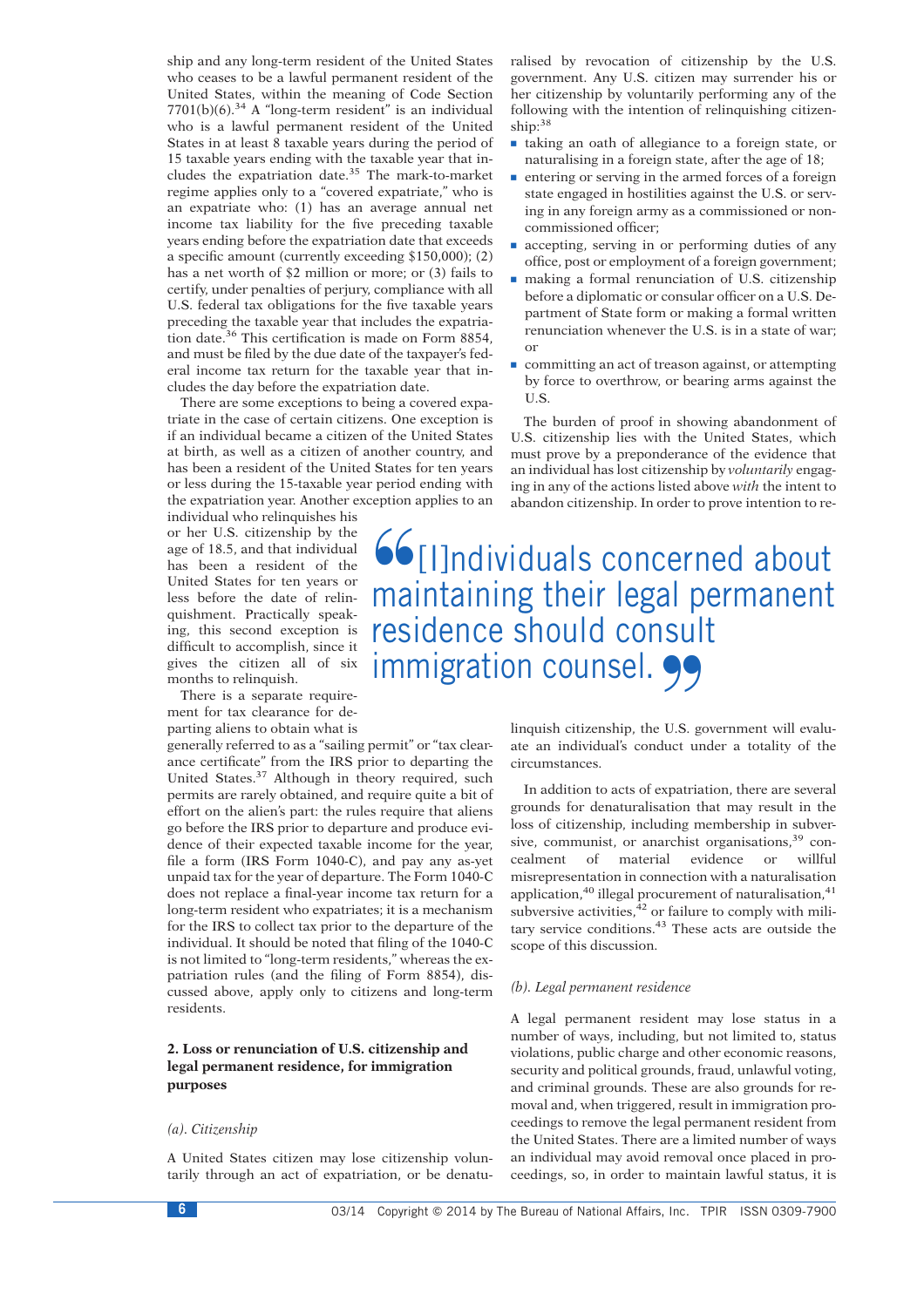ship and any long-term resident of the United States who ceases to be a lawful permanent resident of the United States, within the meaning of Code Section 7701(b)(6).[34] A "long-term resident" is an individual who is a lawful permanent resident of the United States in at least 8 taxable years during the period of 15 taxable years ending with the taxable year that includes the expatriation date.[35] The mark-to-market regime applies only to a "covered expatriate," who is an expatriate who: (1) has an average annual net income tax liability for the five preceding taxable years ending before the expatriation date that exceeds a specific amount (currently exceeding $150,000); (2) has a net worth of $2 million or more; or (3) fails to certify, under penalties of perjury, compliance with all U.S. federal tax obligations for the five taxable years preceding the taxable year that includes the expatriation date.[36] This certification is made on Form 8854, and must be filed by the due date of the taxpayer's federal income tax return for the taxable year that includes the day before the expatriation date.

There are some exceptions to being a covered expatriate in the case of certain citizens. One exception is if an individual became a citizen of the United States at birth, as well as a citizen of another country, and has been a resident of the United States for ten years or less during the 15-taxable year period ending with the expatriation year. Another exception applies to an individual who relinquishes his or her U.S. citizenship by the age of 18.5, and that individual has been a resident of the United States for ten years or less before the date of relinquishment. Practically speaking, this second exception is difficult to accomplish, since it gives the citizen all of six months to relinquish.

There is a separate requirement for tax clearance for departing aliens to obtain what is generally referred to as a "sailing permit" or "tax clearance certificate" from the IRS prior to departing the United States.[37] Although in theory required, such permits are rarely obtained, and require quite a bit of effort on the alien's part: the rules require that aliens go before the IRS prior to departure and produce evidence of their expected taxable income for the year, file a form (IRS Form 1040-C), and pay any as-yet unpaid tax for the year of departure. The Form 1040-C does not replace a final-year income tax return for a long-term resident who expatriates; it is a mechanism for the IRS to collect tax prior to the departure of the individual. It should be noted that filing of the 1040-C is not limited to "long-term residents," whereas the expatriation rules (and the filing of Form 8854), discussed above, apply only to citizens and long-term residents.

## 2. Loss or renunciation of U.S. citizenship and legal permanent residence, for immigration purposes

### *(a). Citizenship*

A United States citizen may lose citizenship voluntarily through an act of expatriation, or be denaturalised by revocation of citizenship by the U.S. government. Any U.S. citizen may surrender his or her citizenship by voluntarily performing any of the following with the intention of relinquishing citizenship:[38]

- taking an oath of allegiance to a foreign state, or naturalising in a foreign state, after the age of 18;
- entering or serving in the armed forces of a foreign state engaged in hostilities against the U.S. or serving in any foreign army as a commissioned or non-commissioned officer;
- accepting, serving in or performing duties of any office, post or employment of a foreign government;
- making a formal renunciation of U.S. citizenship before a diplomatic or consular officer on a U.S. Department of State form or making a formal written renunciation whenever the U.S. is in a state of war; or
- committing an act of treason against, or attempting by force to overthrow, or bearing arms against the U.S.

The burden of proof in showing abandonment of U.S. citizenship lies with the United States, which must prove by a preponderance of the evidence that an individual has lost citizenship by *voluntarily* engaging in any of the actions listed above *with* the intent to abandon citizenship. In order to prove intention to relinquish citizenship, the U.S. government will evaluate an individual's conduct under a totality of the circumstances.

> "[I]ndividuals concerned about maintaining their legal permanent residence should consult immigration counsel."

In addition to acts of expatriation, there are several grounds for denaturalisation that may result in the loss of citizenship, including membership in subversive, communist, or anarchist organisations,[39] concealment of material evidence or willful misrepresentation in connection with a naturalisation application,[40] illegal procurement of naturalisation,[41] subversive activities,[42] or failure to comply with military service conditions.[43] These acts are outside the scope of this discussion.

### *(b). Legal permanent residence*

A legal permanent resident may lose status in a number of ways, including, but not limited to, status violations, public charge and other economic reasons, security and political grounds, fraud, unlawful voting, and criminal grounds. These are also grounds for removal and, when triggered, result in immigration proceedings to remove the legal permanent resident from the United States. There are a limited number of ways an individual may avoid removal once placed in proceedings, so, in order to maintain lawful status, it is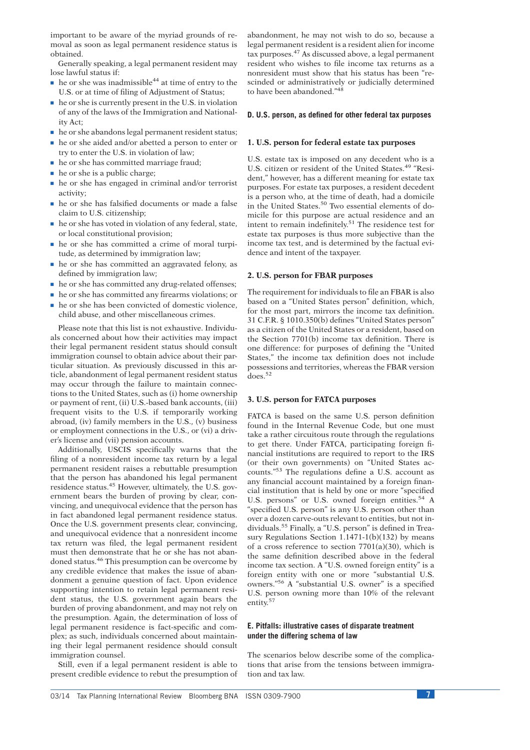important to be aware of the myriad grounds of removal as soon as legal permanent residence status is obtained.

Generally speaking, a legal permanent resident may lose lawful status if:

- he or she was inadmissible[44] at time of entry to the U.S. or at time of filing of Adjustment of Status;
- he or she is currently present in the U.S. in violation of any of the laws of the Immigration and Nationality Act;
- he or she abandons legal permanent resident status;
- he or she aided and/or abetted a person to enter or try to enter the U.S. in violation of law;
- he or she has committed marriage fraud;
- he or she is a public charge;
- he or she has engaged in criminal and/or terrorist activity;
- he or she has falsified documents or made a false claim to U.S. citizenship;
- he or she has voted in violation of any federal, state, or local constitutional provision;
- he or she has committed a crime of moral turpitude, as determined by immigration law;
- he or she has committed an aggravated felony, as defined by immigration law;
- he or she has committed any drug-related offenses;
- he or she has committed any firearms violations; or
- he or she has been convicted of domestic violence, child abuse, and other miscellaneous crimes.

Please note that this list is not exhaustive. Individuals concerned about how their activities may impact their legal permanent resident status should consult immigration counsel to obtain advice about their particular situation. As previously discussed in this article, abandonment of legal permanent resident status may occur through the failure to maintain connections to the United States, such as (i) home ownership or payment of rent, (ii) U.S.-based bank accounts, (iii) frequent visits to the U.S. if temporarily working abroad, (iv) family members in the U.S., (v) business or employment connections in the U.S., or (vi) a driver's license and (vii) pension accounts.

Additionally, USCIS specifically warns that the filing of a nonresident income tax return by a legal permanent resident raises a rebuttable presumption that the person has abandoned his legal permanent residence status.[45] However, ultimately, the U.S. government bears the burden of proving by clear, convincing, and unequivocal evidence that the person has in fact abandoned legal permanent residence status. Once the U.S. government presents clear, convincing, and unequivocal evidence that a nonresident income tax return was filed, the legal permanent resident must then demonstrate that he or she has not abandoned status.[46] This presumption can be overcome by any credible evidence that makes the issue of abandonment a genuine question of fact. Upon evidence supporting intention to retain legal permanent resident status, the U.S. government again bears the burden of proving abandonment, and may not rely on the presumption. Again, the determination of loss of legal permanent residence is fact-specific and complex; as such, individuals concerned about maintaining their legal permanent residence should consult immigration counsel.

Still, even if a legal permanent resident is able to present credible evidence to rebut the presumption of abandonment, he may not wish to do so, because a legal permanent resident is a resident alien for income tax purposes.[47] As discussed above, a legal permanent resident who wishes to file income tax returns as a nonresident must show that his status has been "rescinded or administratively or judicially determined to have been abandoned."[48]

## D. U.S. person, as defined for other federal tax purposes

### 1. U.S. person for federal estate tax purposes

U.S. estate tax is imposed on any decedent who is a U.S. citizen or resident of the United States.[49] "Resident," however, has a different meaning for estate tax purposes. For estate tax purposes, a resident decedent is a person who, at the time of death, had a domicile in the United States.[50] Two essential elements of domicile for this purpose are actual residence and an intent to remain indefinitely.[51] The residence test for estate tax purposes is thus more subjective than the income tax test, and is determined by the factual evidence and intent of the taxpayer.

### 2. U.S. person for FBAR purposes

The requirement for individuals to file an FBAR is also based on a "United States person" definition, which, for the most part, mirrors the income tax definition. 31 C.F.R. § 1010.350(b) defines "United States person" as a citizen of the United States or a resident, based on the Section 7701(b) income tax definition. There is one difference: for purposes of defining the "United States," the income tax definition does not include possessions and territories, whereas the FBAR version does.[52]

### 3. U.S. person for FATCA purposes

FATCA is based on the same U.S. person definition found in the Internal Revenue Code, but one must take a rather circuitous route through the regulations to get there. Under FATCA, participating foreign financial institutions are required to report to the IRS (or their own governments) on "United States accounts."[53] The regulations define a U.S. account as any financial account maintained by a foreign financial institution that is held by one or more "specified U.S. persons" or U.S. owned foreign entities.[54] A "specified U.S. person" is any U.S. person other than over a dozen carve-outs relevant to entities, but not individuals.[55] Finally, a "U.S. person" is defined in Treasury Regulations Section 1.1471-1(b)(132) by means of a cross reference to section 7701(a)(30), which is the same definition described above in the federal income tax section. A "U.S. owned foreign entity" is a foreign entity with one or more "substantial U.S. owners."[56] A "substantial U.S. owner" is a specified U.S. person owning more than 10% of the relevant entity.[57]

## E. Pitfalls: illustrative cases of disparate treatment under the differing schema of law

The scenarios below describe some of the complications that arise from the tensions between immigration and tax law.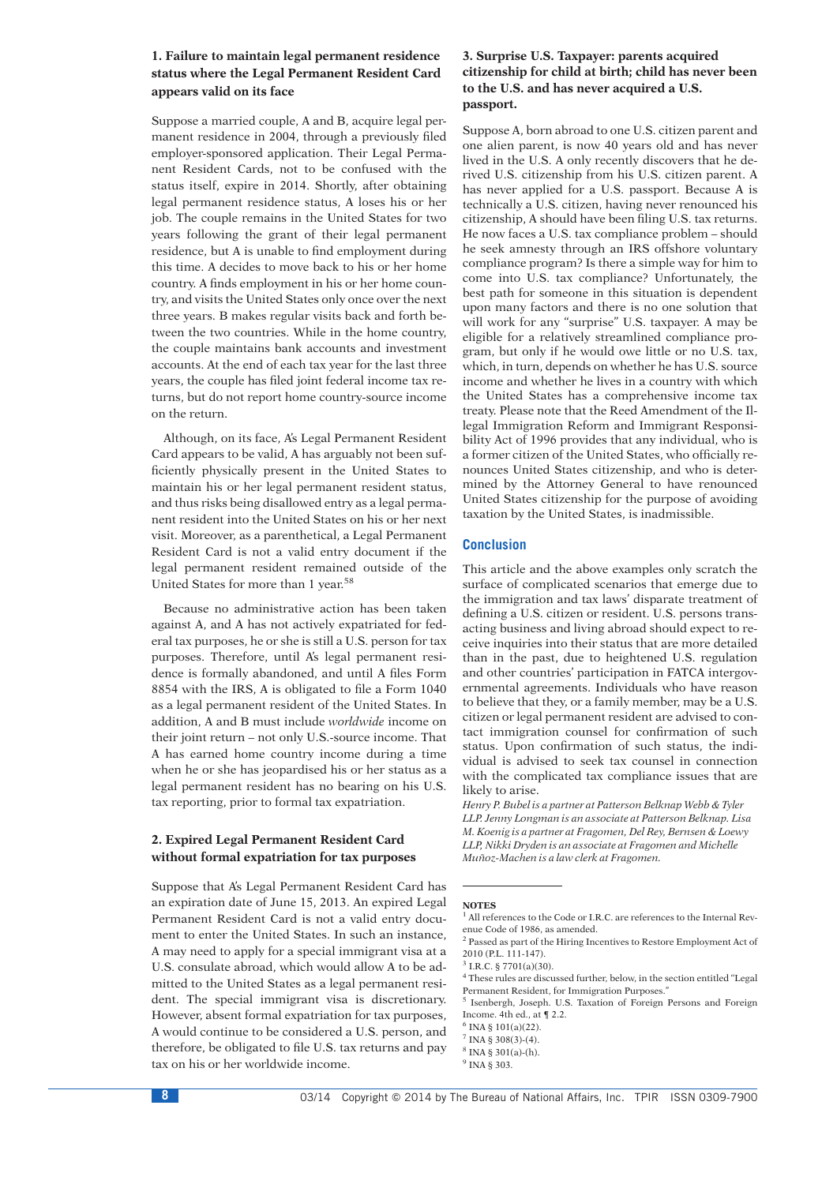### 1. Failure to maintain legal permanent residence status where the Legal Permanent Resident Card appears valid on its face

Suppose a married couple, A and B, acquire legal permanent residence in 2004, through a previously filed employer-sponsored application. Their Legal Permanent Resident Cards, not to be confused with the status itself, expire in 2014. Shortly, after obtaining legal permanent residence status, A loses his or her job. The couple remains in the United States for two years following the grant of their legal permanent residence, but A is unable to find employment during this time. A decides to move back to his or her home country. A finds employment in his or her home country, and visits the United States only once over the next three years. B makes regular visits back and forth between the two countries. While in the home country, the couple maintains bank accounts and investment accounts. At the end of each tax year for the last three years, the couple has filed joint federal income tax returns, but do not report home country-source income on the return.

Although, on its face, A's Legal Permanent Resident Card appears to be valid, A has arguably not been sufficiently physically present in the United States to maintain his or her legal permanent resident status, and thus risks being disallowed entry as a legal permanent resident into the United States on his or her next visit. Moreover, as a parenthetical, a Legal Permanent Resident Card is not a valid entry document if the legal permanent resident remained outside of the United States for more than 1 year.[58]

Because no administrative action has been taken against A, and A has not actively expatriated for federal tax purposes, he or she is still a U.S. person for tax purposes. Therefore, until A's legal permanent residence is formally abandoned, and until A files Form 8854 with the IRS, A is obligated to file a Form 1040 as a legal permanent resident of the United States. In addition, A and B must include *worldwide* income on their joint return – not only U.S.-source income. That A has earned home country income during a time when he or she has jeopardised his or her status as a legal permanent resident has no bearing on his U.S. tax reporting, prior to formal tax expatriation.

### 2. Expired Legal Permanent Resident Card without formal expatriation for tax purposes

Suppose that A's Legal Permanent Resident Card has an expiration date of June 15, 2013. An expired Legal Permanent Resident Card is not a valid entry document to enter the United States. In such an instance, A may need to apply for a special immigrant visa at a U.S. consulate abroad, which would allow A to be admitted to the United States as a legal permanent resident. The special immigrant visa is discretionary. However, absent formal expatriation for tax purposes, A would continue to be considered a U.S. person, and therefore, be obligated to file U.S. tax returns and pay tax on his or her worldwide income.

### 3. Surprise U.S. Taxpayer: parents acquired citizenship for child at birth; child has never been to the U.S. and has never acquired a U.S. passport.

Suppose A, born abroad to one U.S. citizen parent and one alien parent, is now 40 years old and has never lived in the U.S. A only recently discovers that he derived U.S. citizenship from his U.S. citizen parent. A has never applied for a U.S. passport. Because A is technically a U.S. citizen, having never renounced his citizenship, A should have been filing U.S. tax returns. He now faces a U.S. tax compliance problem – should he seek amnesty through an IRS offshore voluntary compliance program? Is there a simple way for him to come into U.S. tax compliance? Unfortunately, the best path for someone in this situation is dependent upon many factors and there is no one solution that will work for any "surprise" U.S. taxpayer. A may be eligible for a relatively streamlined compliance program, but only if he would owe little or no U.S. tax, which, in turn, depends on whether he has U.S. source income and whether he lives in a country with which the United States has a comprehensive income tax treaty. Please note that the Reed Amendment of the Illegal Immigration Reform and Immigrant Responsibility Act of 1996 provides that any individual, who is a former citizen of the United States, who officially renounces United States citizenship, and who is determined by the Attorney General to have renounced United States citizenship for the purpose of avoiding taxation by the United States, is inadmissible.

## Conclusion

This article and the above examples only scratch the surface of complicated scenarios that emerge due to the immigration and tax laws' disparate treatment of defining a U.S. citizen or resident. U.S. persons transacting business and living abroad should expect to receive inquiries into their status that are more detailed than in the past, due to heightened U.S. regulation and other countries' participation in FATCA intergovernmental agreements. Individuals who have reason to believe that they, or a family member, may be a U.S. citizen or legal permanent resident are advised to contact immigration counsel for confirmation of such status. Upon confirmation of such status, the individual is advised to seek tax counsel in connection with the complicated tax compliance issues that are likely to arise.

*Henry P. Bubel is a partner at Patterson Belknap Webb & Tyler LLP. Jenny Longman is an associate at Patterson Belknap. Lisa M. Koenig is a partner at Fragomen, Del Rey, Bernsen & Loewy LLP, Nikki Dryden is an associate at Fragomen and Michelle Muñoz-Machen is a law clerk at Fragomen.*

---

**NOTES**

[1] All references to the Code or I.R.C. are references to the Internal Revenue Code of 1986, as amended.

[2] Passed as part of the Hiring Incentives to Restore Employment Act of 2010 (P.L. 111-147).

[3] I.R.C. § 7701(a)(30).

[4] These rules are discussed further, below, in the section entitled "Legal Permanent Resident, for Immigration Purposes."

[5] Isenbergh, Joseph. U.S. Taxation of Foreign Persons and Foreign Income. 4th ed., at ¶ 2.2.

[6] INA § 101(a)(22).

[7] INA § 308(3)-(4).

[8] INA § 301(a)-(h).

[9] INA § 303.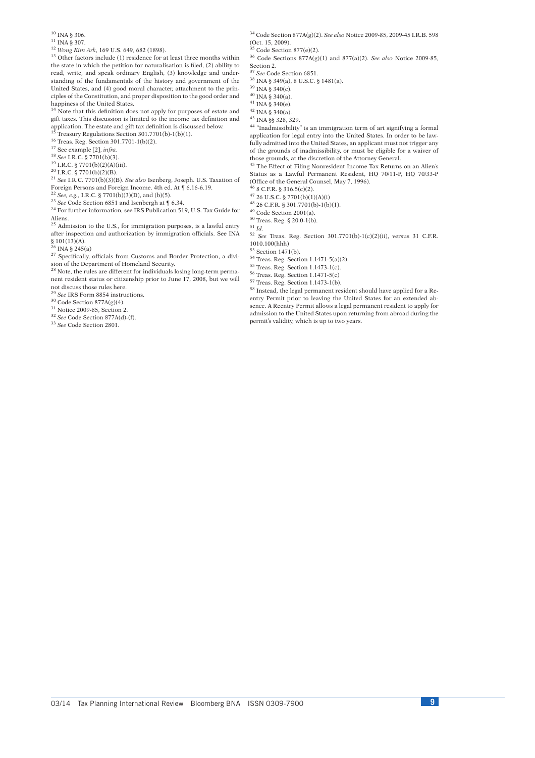[10] INA § 306.

[11] INA § 307.

[12] *Wong Kim Ark*, 169 U.S. 649, 682 (1898).

[13] Other factors include (1) residence for at least three months within the state in which the petition for naturalisation is filed, (2) ability to read, write, and speak ordinary English, (3) knowledge and understanding of the fundamentals of the history and government of the United States, and (4) good moral character, attachment to the principles of the Constitution, and proper disposition to the good order and happiness of the United States.

[14] Note that this definition does not apply for purposes of estate and gift taxes. This discussion is limited to the income tax definition and application. The estate and gift tax definition is discussed below.

[15] Treasury Regulations Section 301.7701(b)-1(b)(1).

[16] Treas. Reg. Section 301.7701-1(b)(2).

[17] See example [2], *infra*.

[18] *See* I.R.C. § 7701(b)(3).

[19] I.R.C. § 7701(b)(2)(A)(iii).

[20] I.R.C. § 7701(b)(2)(B).

[21] *See* I.R.C. 7701(b)(3)(B). *See also* Isenberg, Joseph. U.S. Taxation of Foreign Persons and Foreign Income. 4th ed. At ¶ 6.16-6.19.

[22] *See, e.g.*, I.R.C. § 7701(b)(3)(D), and (b)(5).

[23] *See* Code Section 6851 and Isenbergh at ¶ 6.34.

[24] For further information, see IRS Publication 519, U.S. Tax Guide for Aliens.

[25] Admission to the U.S., for immigration purposes, is a lawful entry after inspection and authorization by immigration officials. See INA § 101(13)(A).

[26] INA § 245(a)

[27] Specifically, officials from Customs and Border Protection, a division of the Department of Homeland Security.

[28] Note, the rules are different for individuals losing long-term permanent resident status or citizenship prior to June 17, 2008, but we will not discuss those rules here.

[29] *See* IRS Form 8854 instructions.

[30] Code Section 877A(g)(4).

[31] Notice 2009-85, Section 2.

[32] *See* Code Section 877A(d)-(f).

[33] *See* Code Section 2801.

[34] Code Section 877A(g)(2). *See also* Notice 2009-85, 2009-45 I.R.B. 598 (Oct. 15, 2009).

[35] Code Section 877(e)(2).

[36] Code Sections 877A(g)(1) and 877(a)(2). *See also* Notice 2009-85, Section 2.

[37] *See* Code Section 6851.

[38] INA § 349(a), 8 U.S.C. § 1481(a).

[39] INA § 340(c).

[40] INA § 340(a).

[41] INA § 340(e).

[42] INA § 340(a).

[43] INA §§ 328, 329.

[44] "Inadmissibility" is an immigration term of art signifying a formal application for legal entry into the United States. In order to be lawfully admitted into the United States, an applicant must not trigger any of the grounds of inadmissibility, or must be eligible for a waiver of those grounds, at the discretion of the Attorney General.

[45] The Effect of Filing Nonresident Income Tax Returns on an Alien's Status as a Lawful Permanent Resident, HQ 70/11-P, HQ 70/33-P (Office of the General Counsel, May 7, 1996).

[46] 8 C.F.R. § 316.5(c)(2).

[47] 26 U.S.C. § 7701(b)(1)(A)(i)

[48] 26 C.F.R. § 301.7701(b)-1(b)(1).

[49] Code Section 2001(a).

[50] Treas. Reg. § 20.0-1(b).

[51] *Id.*

[52] *See* Treas. Reg. Section 301.7701(b)-1(c)(2)(ii), versus 31 C.F.R. 1010.100(hhh)

[53] Section 1471(b).

[54] Treas. Reg. Section 1.1471-5(a)(2).

[55] Treas. Reg. Section 1.1473-1(c).

[56] Treas. Reg. Section 1.1471-5(c)

[57] Treas. Reg. Section 1.1473-1(b).

[58] Instead, the legal permanent resident should have applied for a Reentry Permit prior to leaving the United States for an extended absence. A Reentry Permit allows a legal permanent resident to apply for admission to the United States upon returning from abroad during the permit's validity, which is up to two years.